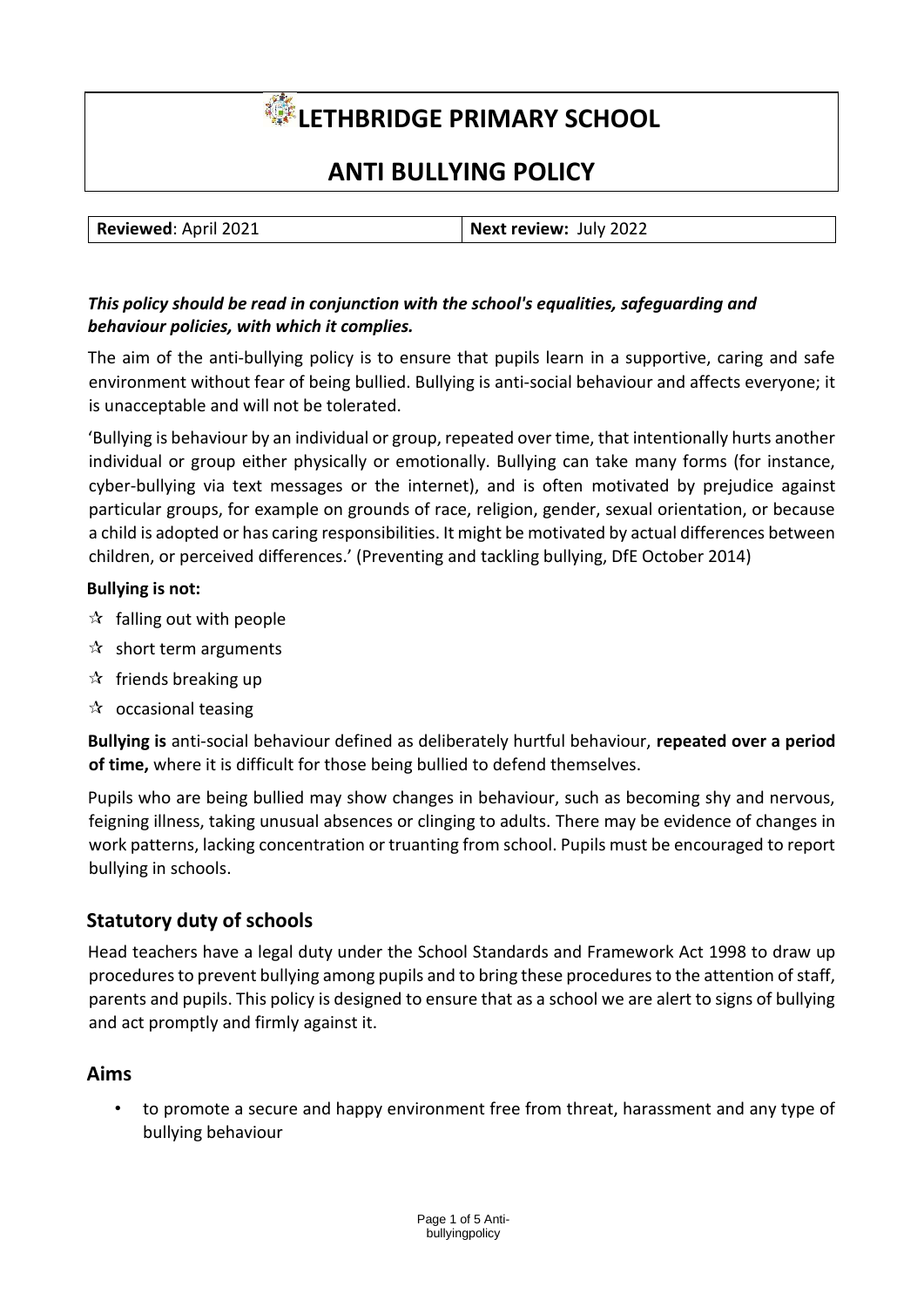# LETHBRIDGE PRIMARY SCHOOL

## ANTI BULLYING POLICY

| **Reviewed**: April 2021 | **Next review:** July 2022 |
| --- | --- |

***This policy should be read in conjunction with the school's equalities, safeguarding and behaviour policies, with which it complies.***

The aim of the anti-bullying policy is to ensure that pupils learn in a supportive, caring and safe environment without fear of being bullied. Bullying is anti-social behaviour and affects everyone; it is unacceptable and will not be tolerated.

'Bullying is behaviour by an individual or group, repeated over time, that intentionally hurts another individual or group either physically or emotionally. Bullying can take many forms (for instance, cyber-bullying via text messages or the internet), and is often motivated by prejudice against particular groups, for example on grounds of race, religion, gender, sexual orientation, or because a child is adopted or has caring responsibilities. It might be motivated by actual differences between children, or perceived differences.' (Preventing and tackling bullying, DfE October 2014)

**Bullying is not:**

- ☆ falling out with people
- ☆ short term arguments
- ☆ friends breaking up
- ☆ occasional teasing

**Bullying is** anti-social behaviour defined as deliberately hurtful behaviour, **repeated over a period of time,** where it is difficult for those being bullied to defend themselves.

Pupils who are being bullied may show changes in behaviour, such as becoming shy and nervous, feigning illness, taking unusual absences or clinging to adults. There may be evidence of changes in work patterns, lacking concentration or truanting from school. Pupils must be encouraged to report bullying in schools.

## Statutory duty of schools

Head teachers have a legal duty under the School Standards and Framework Act 1998 to draw up procedures to prevent bullying among pupils and to bring these procedures to the attention of staff, parents and pupils. This policy is designed to ensure that as a school we are alert to signs of bullying and act promptly and firmly against it.

## Aims

- to promote a secure and happy environment free from threat, harassment and any type of bullying behaviour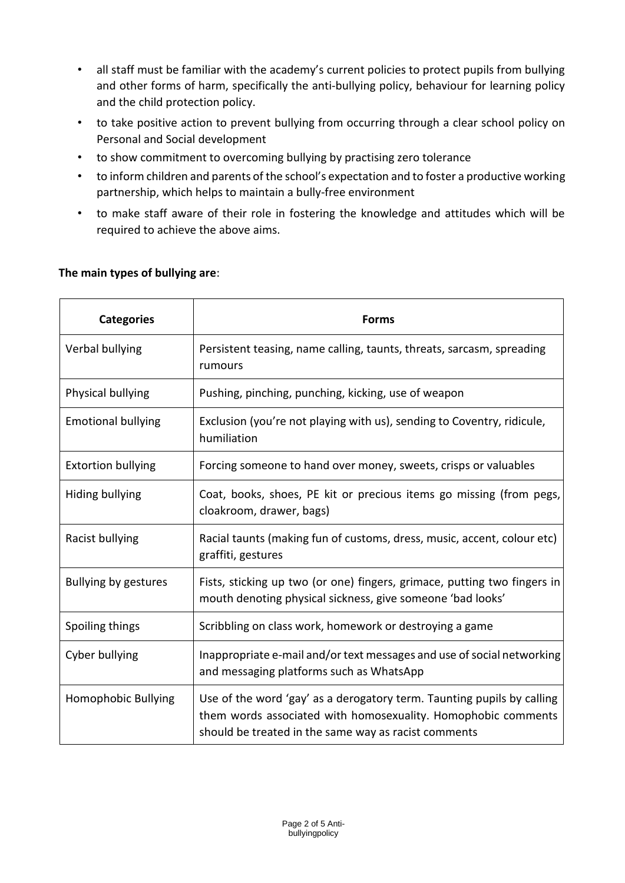- all staff must be familiar with the academy's current policies to protect pupils from bullying and other forms of harm, specifically the anti-bullying policy, behaviour for learning policy and the child protection policy.
- to take positive action to prevent bullying from occurring through a clear school policy on Personal and Social development
- to show commitment to overcoming bullying by practising zero tolerance
- to inform children and parents of the school's expectation and to foster a productive working partnership, which helps to maintain a bully-free environment
- to make staff aware of their role in fostering the knowledge and attitudes which will be required to achieve the above aims.

**The main types of bullying are**:

| Categories | Forms |
| --- | --- |
| Verbal bullying | Persistent teasing, name calling, taunts, threats, sarcasm, spreading rumours |
| Physical bullying | Pushing, pinching, punching, kicking, use of weapon |
| Emotional bullying | Exclusion (you're not playing with us), sending to Coventry, ridicule, humiliation |
| Extortion bullying | Forcing someone to hand over money, sweets, crisps or valuables |
| Hiding bullying | Coat, books, shoes, PE kit or precious items go missing (from pegs, cloakroom, drawer, bags) |
| Racist bullying | Racial taunts (making fun of customs, dress, music, accent, colour etc) graffiti, gestures |
| Bullying by gestures | Fists, sticking up two (or one) fingers, grimace, putting two fingers in mouth denoting physical sickness, give someone 'bad looks' |
| Spoiling things | Scribbling on class work, homework or destroying a game |
| Cyber bullying | Inappropriate e-mail and/or text messages and use of social networking and messaging platforms such as WhatsApp |
| Homophobic Bullying | Use of the word 'gay' as a derogatory term. Taunting pupils by calling them words associated with homosexuality. Homophobic comments should be treated in the same way as racist comments |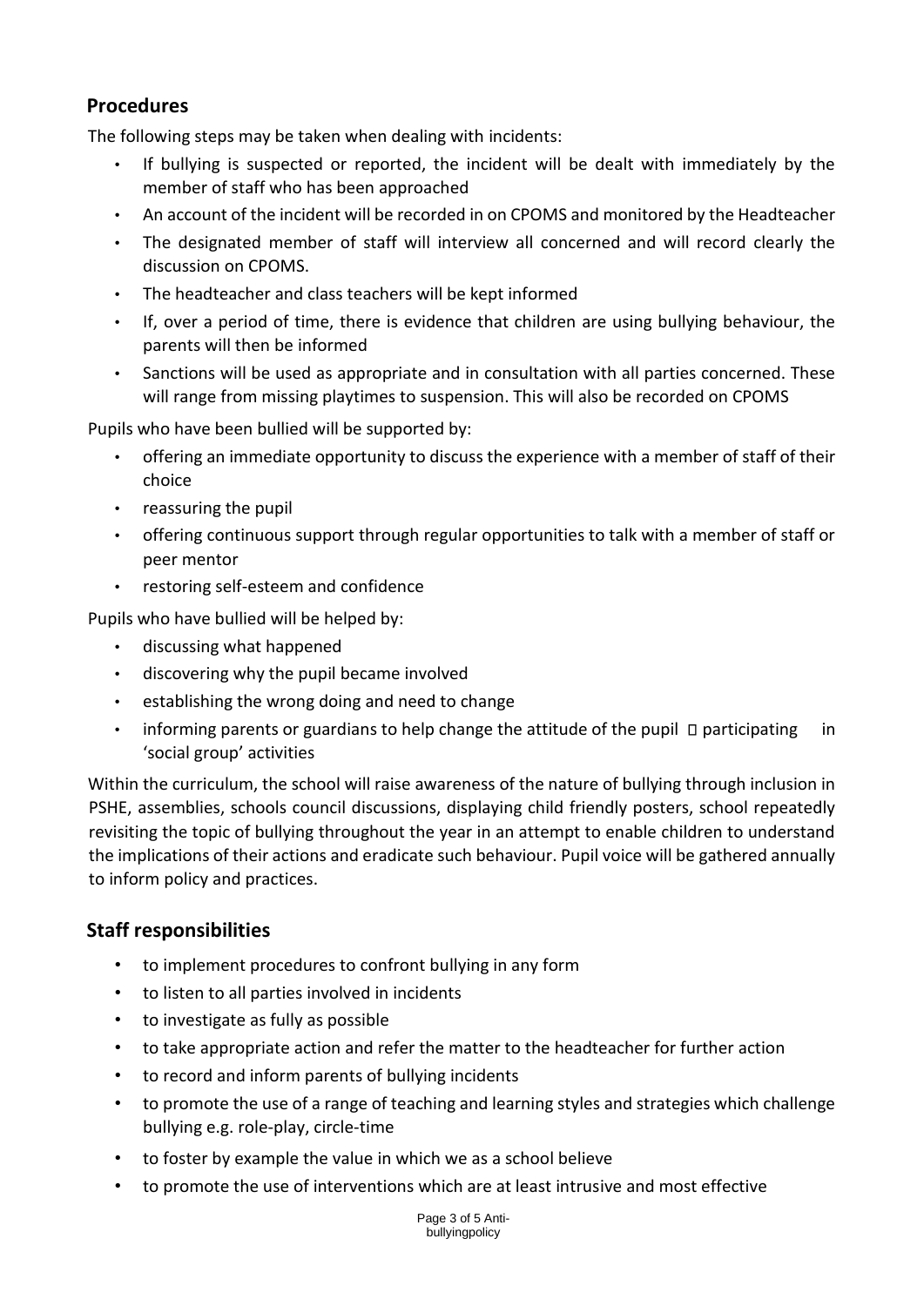## Procedures

The following steps may be taken when dealing with incidents:

- If bullying is suspected or reported, the incident will be dealt with immediately by the member of staff who has been approached
- An account of the incident will be recorded in on CPOMS and monitored by the Headteacher
- The designated member of staff will interview all concerned and will record clearly the discussion on CPOMS.
- The headteacher and class teachers will be kept informed
- If, over a period of time, there is evidence that children are using bullying behaviour, the parents will then be informed
- Sanctions will be used as appropriate and in consultation with all parties concerned. These will range from missing playtimes to suspension. This will also be recorded on CPOMS

Pupils who have been bullied will be supported by:

- offering an immediate opportunity to discuss the experience with a member of staff of their choice
- reassuring the pupil
- offering continuous support through regular opportunities to talk with a member of staff or peer mentor
- restoring self-esteem and confidence

Pupils who have bullied will be helped by:

- discussing what happened
- discovering why the pupil became involved
- establishing the wrong doing and need to change
- informing parents or guardians to help change the attitude of the pupil  participating in 'social group' activities

Within the curriculum, the school will raise awareness of the nature of bullying through inclusion in PSHE, assemblies, schools council discussions, displaying child friendly posters, school repeatedly revisiting the topic of bullying throughout the year in an attempt to enable children to understand the implications of their actions and eradicate such behaviour. Pupil voice will be gathered annually to inform policy and practices.

## Staff responsibilities

- to implement procedures to confront bullying in any form
- to listen to all parties involved in incidents
- to investigate as fully as possible
- to take appropriate action and refer the matter to the headteacher for further action
- to record and inform parents of bullying incidents
- to promote the use of a range of teaching and learning styles and strategies which challenge bullying e.g. role-play, circle-time
- to foster by example the value in which we as a school believe
- to promote the use of interventions which are at least intrusive and most effective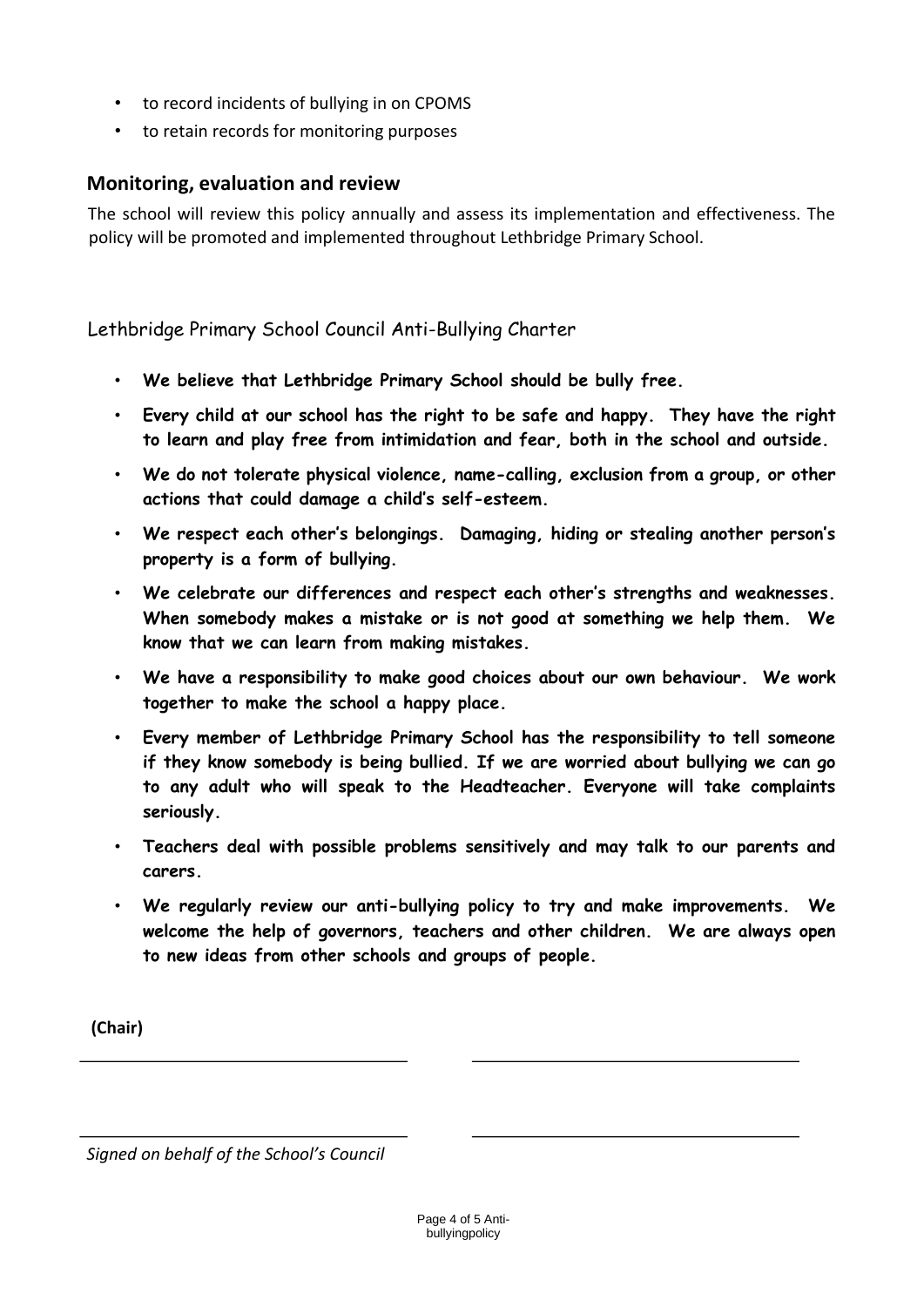- to record incidents of bullying in on CPOMS
- to retain records for monitoring purposes

## Monitoring, evaluation and review

The school will review this policy annually and assess its implementation and effectiveness. The policy will be promoted and implemented throughout Lethbridge Primary School.

## Lethbridge Primary School Council Anti-Bullying Charter

- **We believe that Lethbridge Primary School should be bully free.**
- **Every child at our school has the right to be safe and happy. They have the right to learn and play free from intimidation and fear, both in the school and outside.**
- **We do not tolerate physical violence, name-calling, exclusion from a group, or other actions that could damage a child's self-esteem.**
- **We respect each other's belongings. Damaging, hiding or stealing another person's property is a form of bullying.**
- **We celebrate our differences and respect each other's strengths and weaknesses. When somebody makes a mistake or is not good at something we help them. We know that we can learn from making mistakes.**
- **We have a responsibility to make good choices about our own behaviour. We work together to make the school a happy place.**
- **Every member of Lethbridge Primary School has the responsibility to tell someone if they know somebody is being bullied. If we are worried about bullying we can go to any adult who will speak to the Headteacher. Everyone will take complaints seriously.**
- **Teachers deal with possible problems sensitively and may talk to our parents and carers.**
- **We regularly review our anti-bullying policy to try and make improvements. We welcome the help of governors, teachers and other children. We are always open to new ideas from other schools and groups of people.**

**(Chair)**

\_\_\_\_\_\_\_\_\_\_\_\_\_\_\_\_\_\_\_\_\_\_\_\_\_\_\_\_\_\_ \_\_\_\_\_\_\_\_\_\_\_\_\_\_\_\_\_\_\_\_\_\_\_\_\_\_\_\_\_\_

\_\_\_\_\_\_\_\_\_\_\_\_\_\_\_\_\_\_\_\_\_\_\_\_\_\_\_\_\_\_ \_\_\_\_\_\_\_\_\_\_\_\_\_\_\_\_\_\_\_\_\_\_\_\_\_\_\_\_\_\_

*Signed on behalf of the School's Council*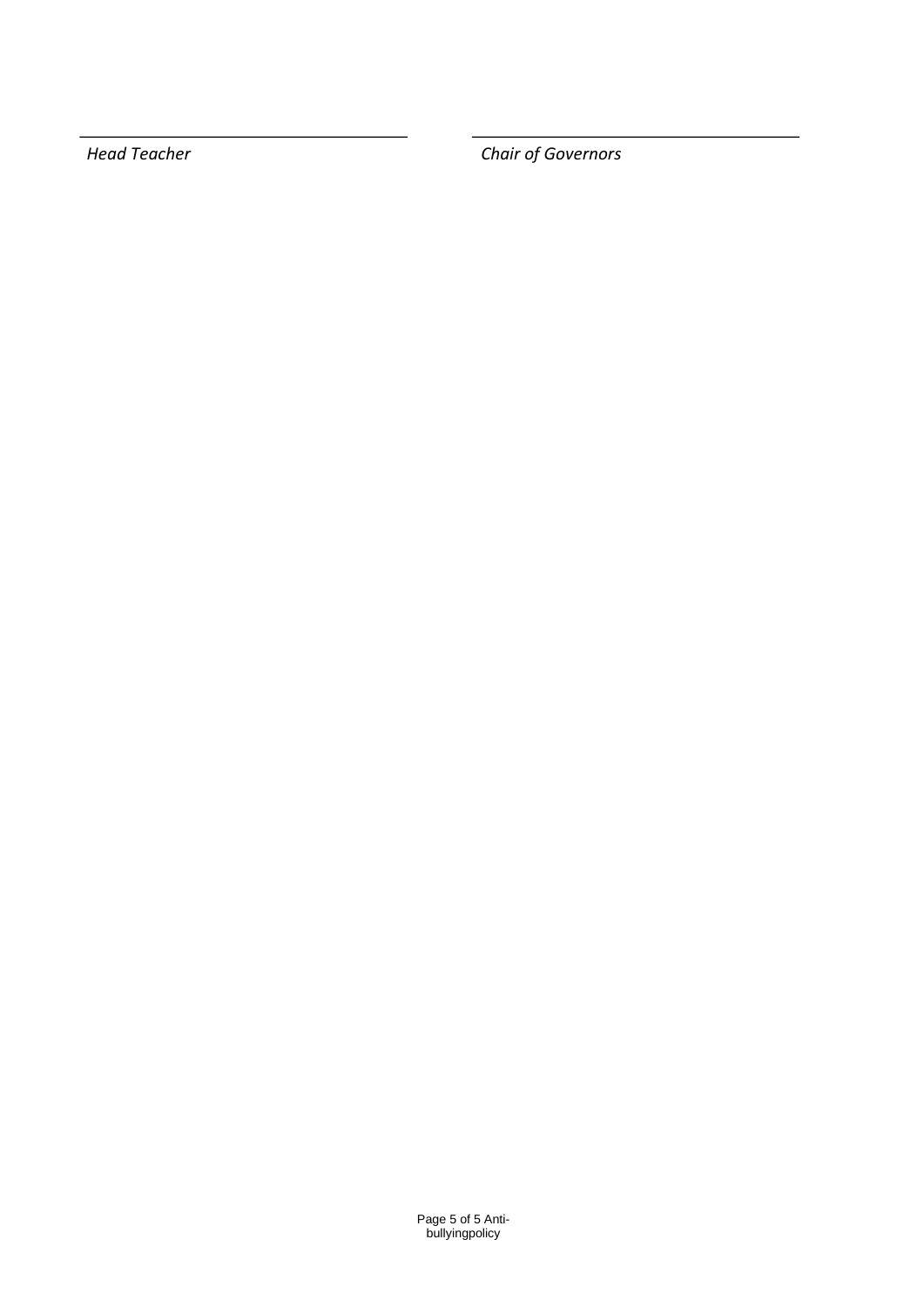\_\_\_\_\_\_\_\_\_\_\_\_\_\_\_\_\_\_\_\_\_\_\_\_\_\_\_\_\_\_\_\_\_\_\_\_\_\_\_\_

*Head Teacher*

\_\_\_\_\_\_\_\_\_\_\_\_\_\_\_\_\_\_\_\_\_\_\_\_\_\_\_\_\_\_\_\_\_\_\_\_\_\_\_\_

*Chair of Governors*